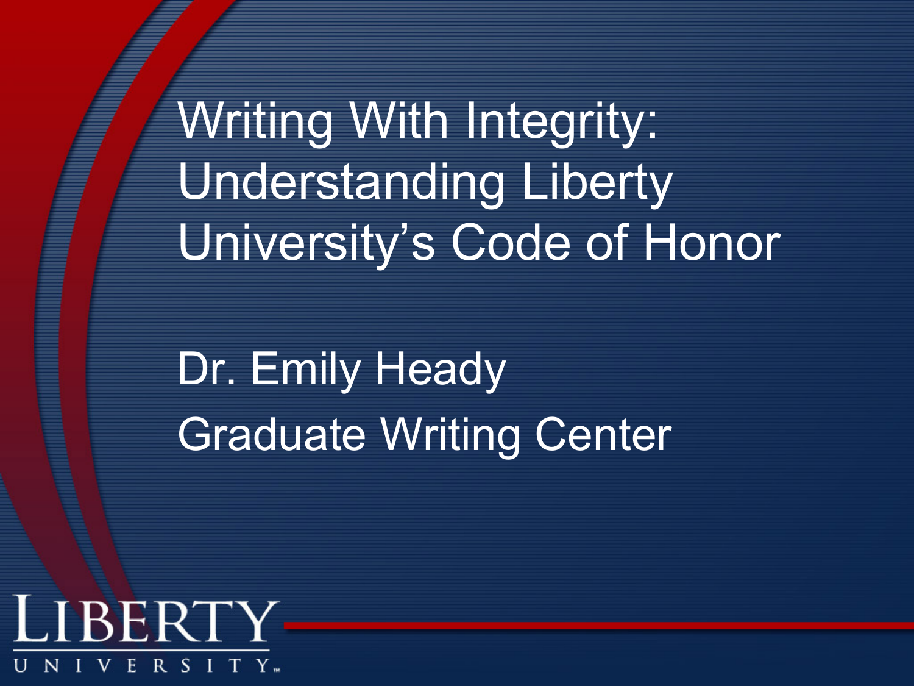# Writing With Integrity: Understanding Liberty University's Code of Honor

Dr. Emily Heady

Graduate Writing Center

LIBERTY UNIVERSITY™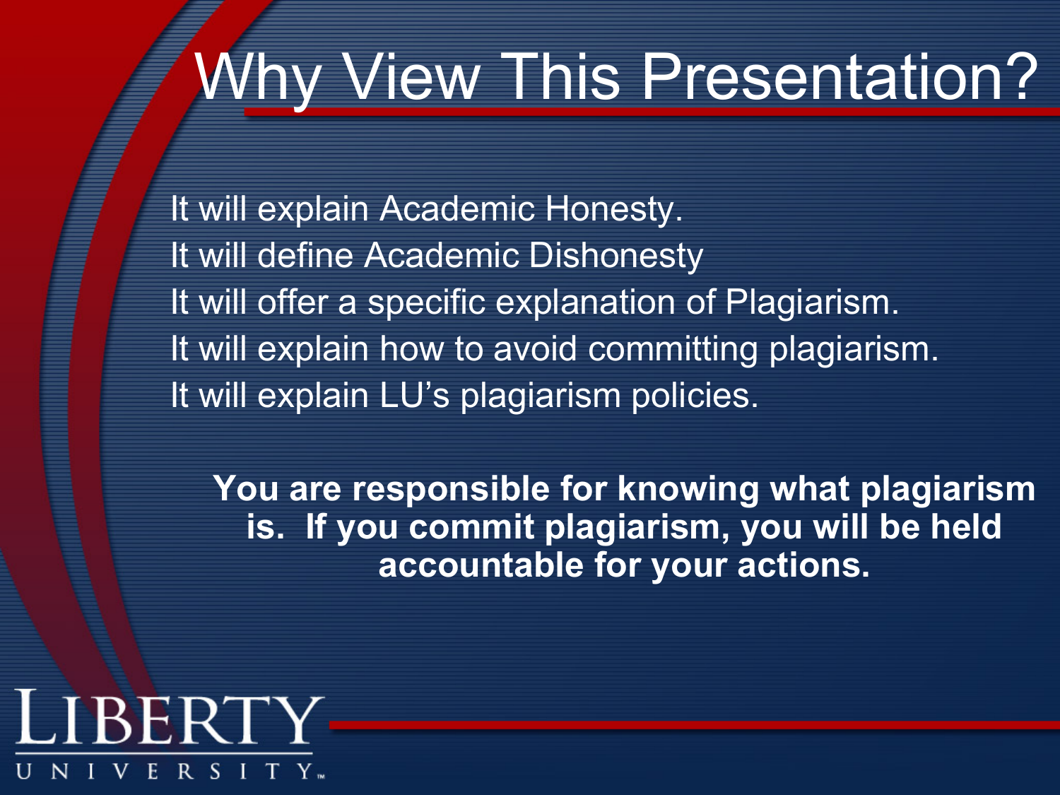# Why View This Presentation?

It will explain Academic Honesty.
It will define Academic Dishonesty
It will offer a specific explanation of Plagiarism.
It will explain how to avoid committing plagiarism.
It will explain LU's plagiarism policies.

**You are responsible for knowing what plagiarism is. If you commit plagiarism, you will be held accountable for your actions.**

LIBERTY UNIVERSITY™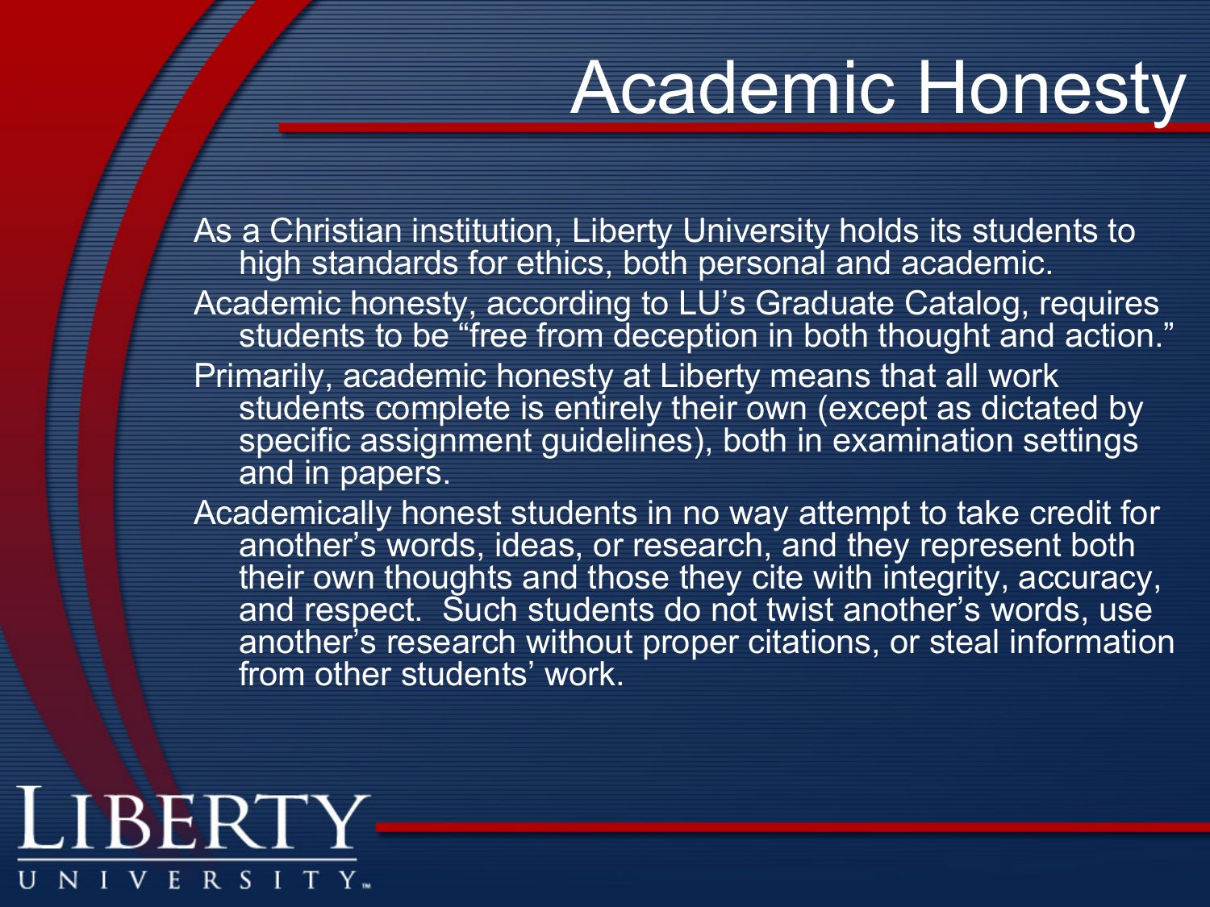# Academic Honesty

As a Christian institution, Liberty University holds its students to high standards for ethics, both personal and academic.

Academic honesty, according to LU's Graduate Catalog, requires students to be "free from deception in both thought and action."

Primarily, academic honesty at Liberty means that all work students complete is entirely their own (except as dictated by specific assignment guidelines), both in examination settings and in papers.

Academically honest students in no way attempt to take credit for another's words, ideas, or research, and they represent both their own thoughts and those they cite with integrity, accuracy, and respect. Such students do not twist another's words, use another's research without proper citations, or steal information from other students' work.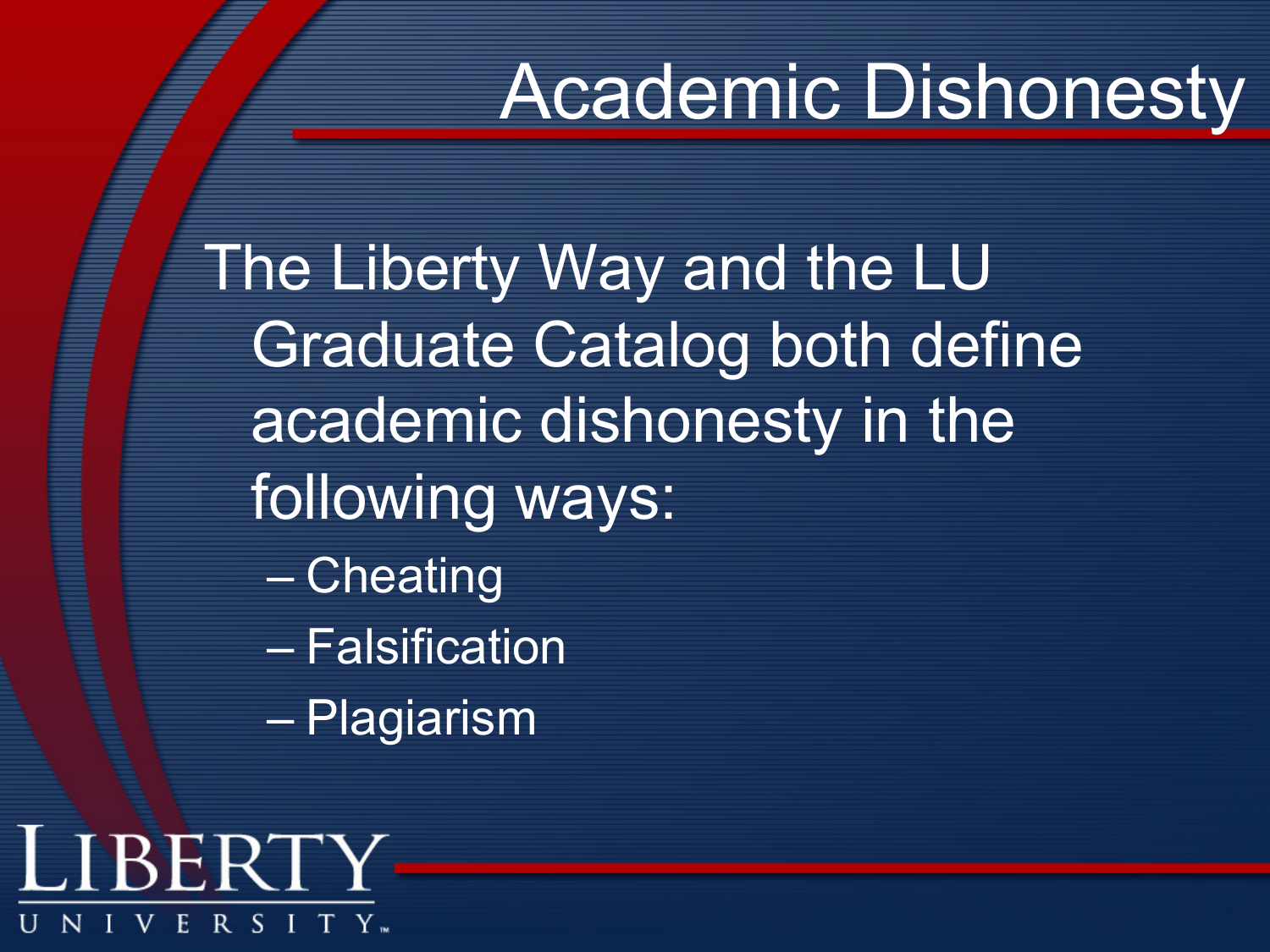# Academic Dishonesty

The Liberty Way and the LU Graduate Catalog both define academic dishonesty in the following ways:

- Cheating
- Falsification
- Plagiarism

LIBERTY UNIVERSITY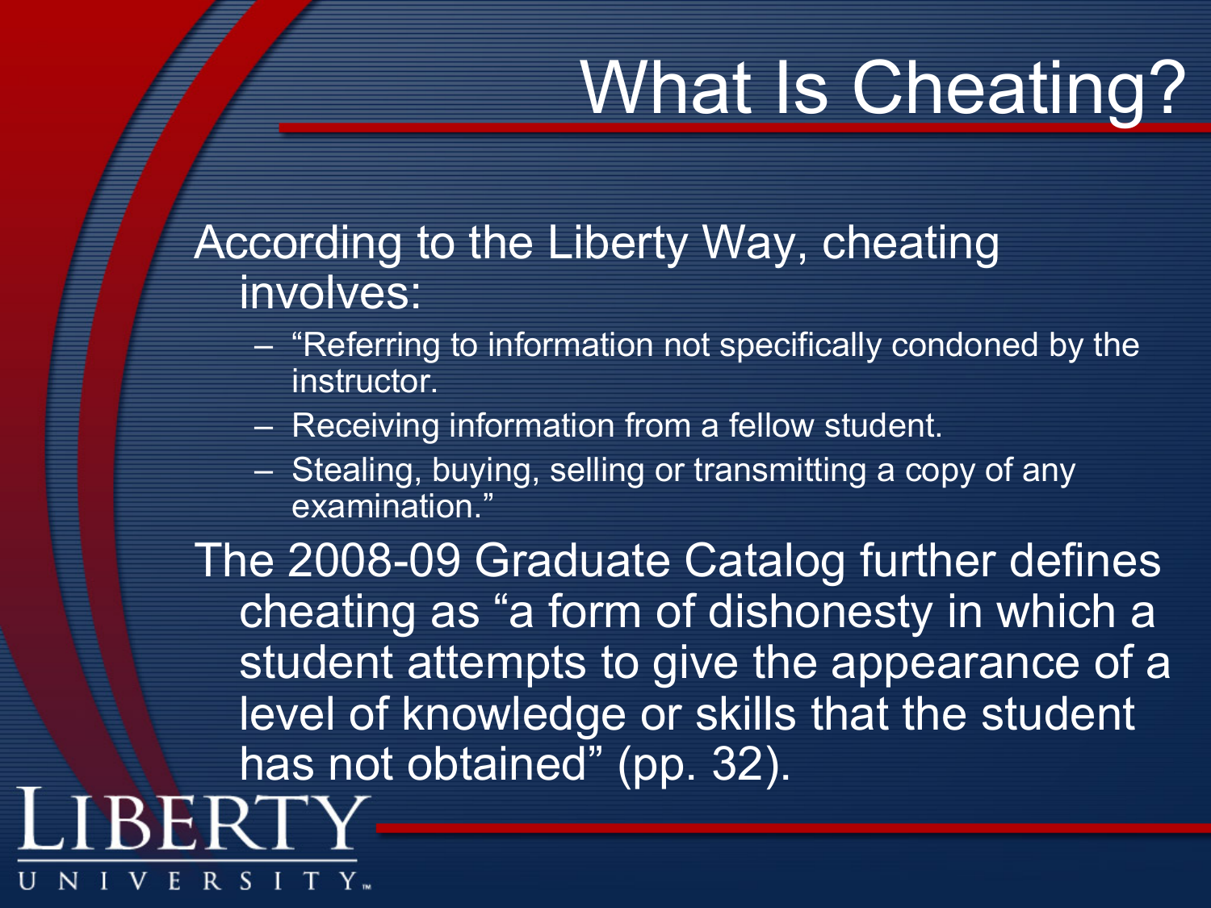# What Is Cheating?

According to the Liberty Way, cheating involves:

- "Referring to information not specifically condoned by the instructor.
- Receiving information from a fellow student.
- Stealing, buying, selling or transmitting a copy of any examination."

The 2008-09 Graduate Catalog further defines cheating as "a form of dishonesty in which a student attempts to give the appearance of a level of knowledge or skills that the student has not obtained" (pp. 32).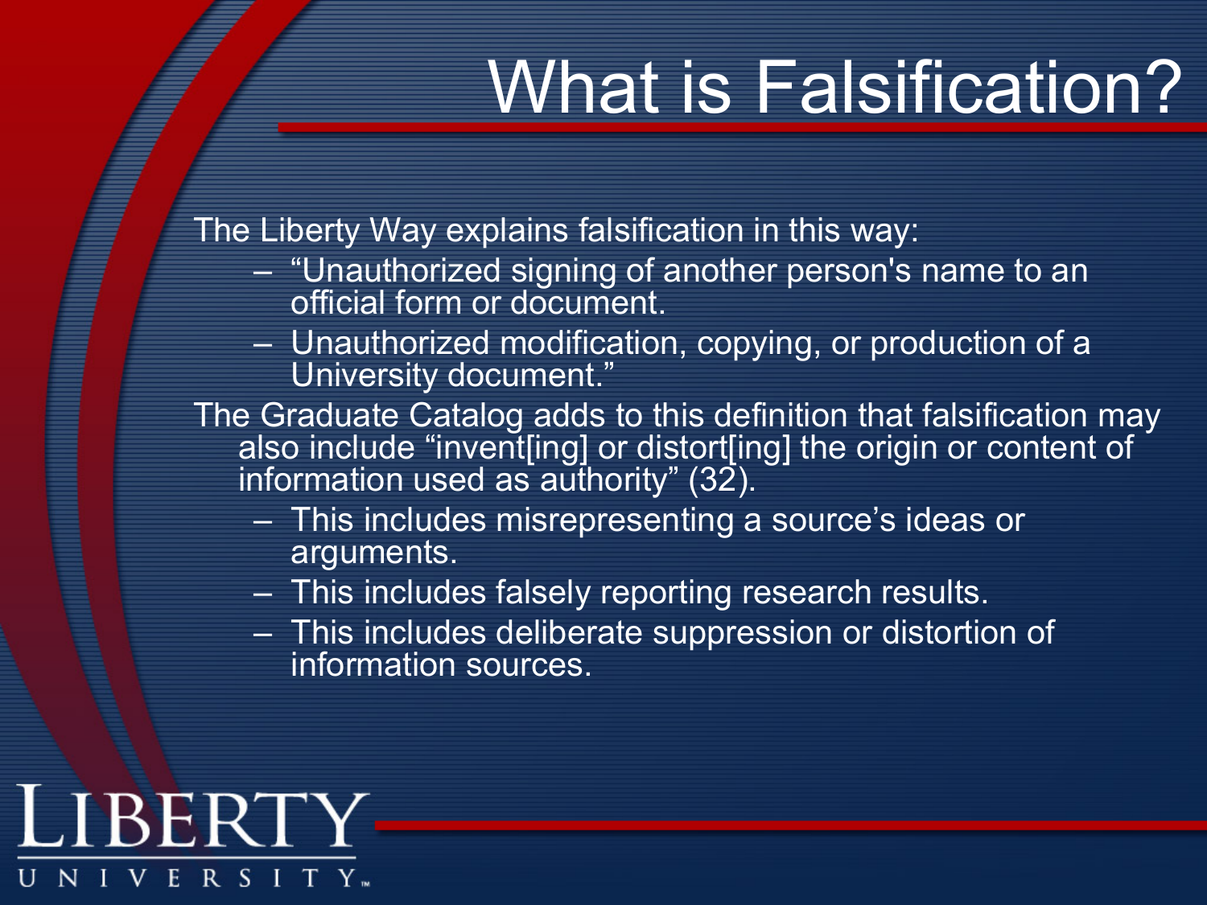# What is Falsification?

The Liberty Way explains falsification in this way:

- "Unauthorized signing of another person's name to an official form or document.
- Unauthorized modification, copying, or production of a University document."

The Graduate Catalog adds to this definition that falsification may also include "invent[ing] or distort[ing] the origin or content of information used as authority" (32).

- This includes misrepresenting a source's ideas or arguments.
- This includes falsely reporting research results.
- This includes deliberate suppression or distortion of information sources.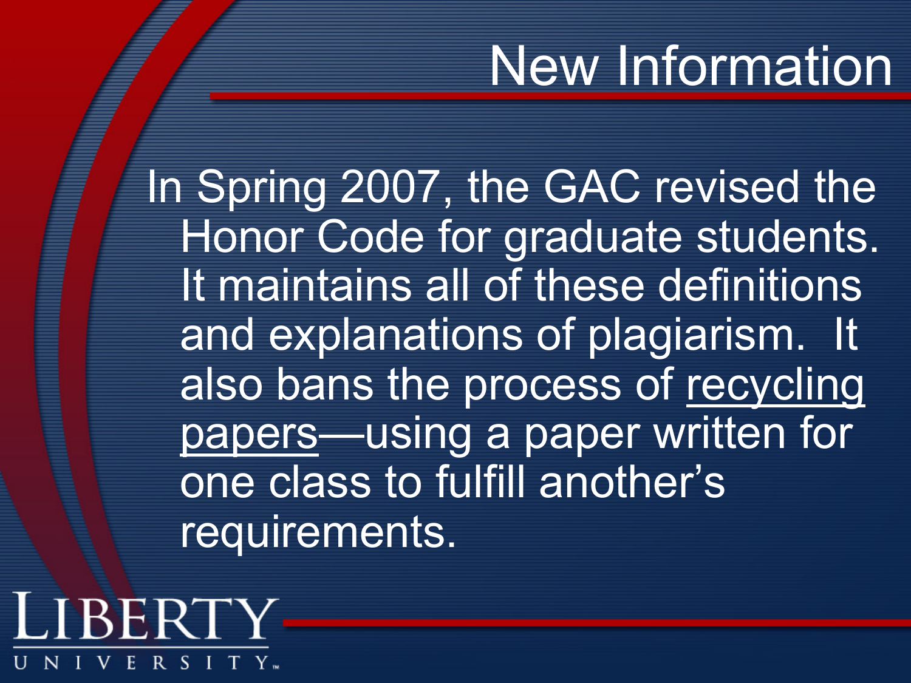# New Information

In Spring 2007, the GAC revised the Honor Code for graduate students. It maintains all of these definitions and explanations of plagiarism. It also bans the process of <u>recycling papers</u>—using a paper written for one class to fulfill another's requirements.

LIBERTY UNIVERSITY™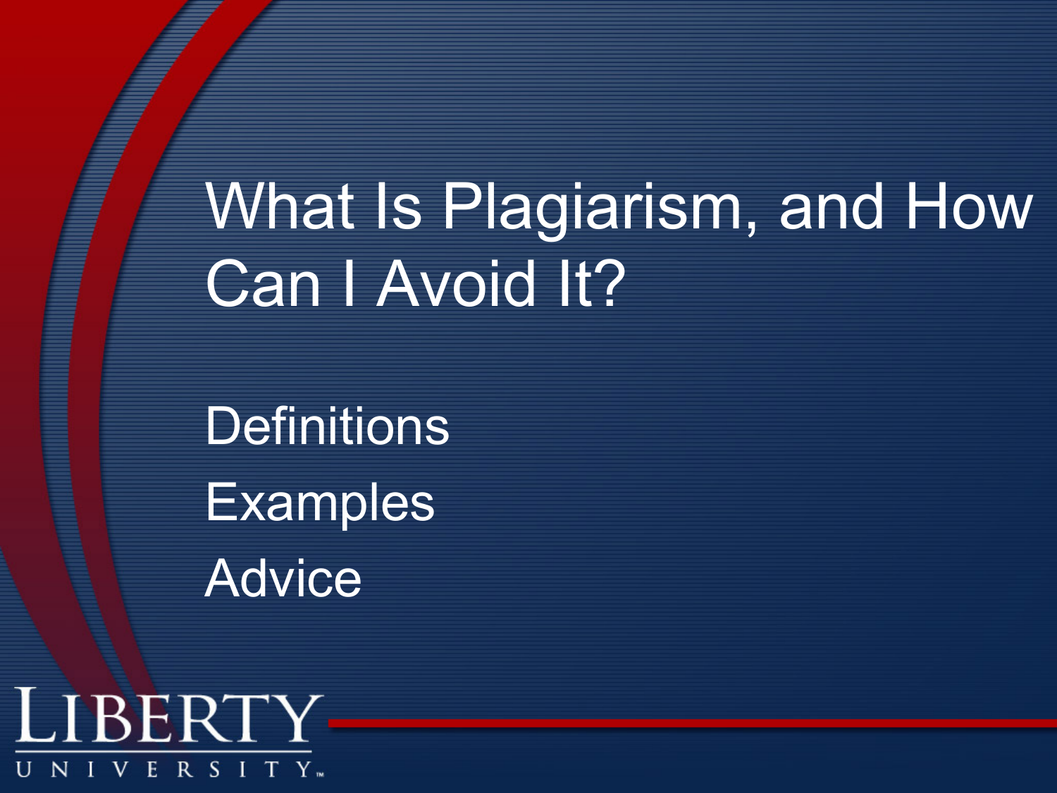# What Is Plagiarism, and How Can I Avoid It?

Definitions

Examples

Advice

LIBERTY UNIVERSITY™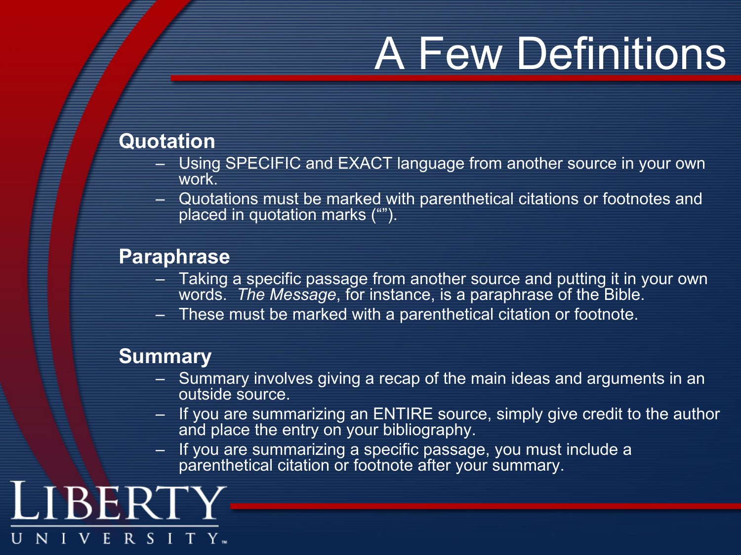# A Few Definitions

**Quotation**

- Using SPECIFIC and EXACT language from another source in your own work.
- Quotations must be marked with parenthetical citations or footnotes and placed in quotation marks (“”).

**Paraphrase**

- Taking a specific passage from another source and putting it in your own words. *The Message*, for instance, is a paraphrase of the Bible.
- These must be marked with a parenthetical citation or footnote.

**Summary**

- Summary involves giving a recap of the main ideas and arguments in an outside source.
- If you are summarizing an ENTIRE source, simply give credit to the author and place the entry on your bibliography.
- If you are summarizing a specific passage, you must include a parenthetical citation or footnote after your summary.

LIBERTY UNIVERSITY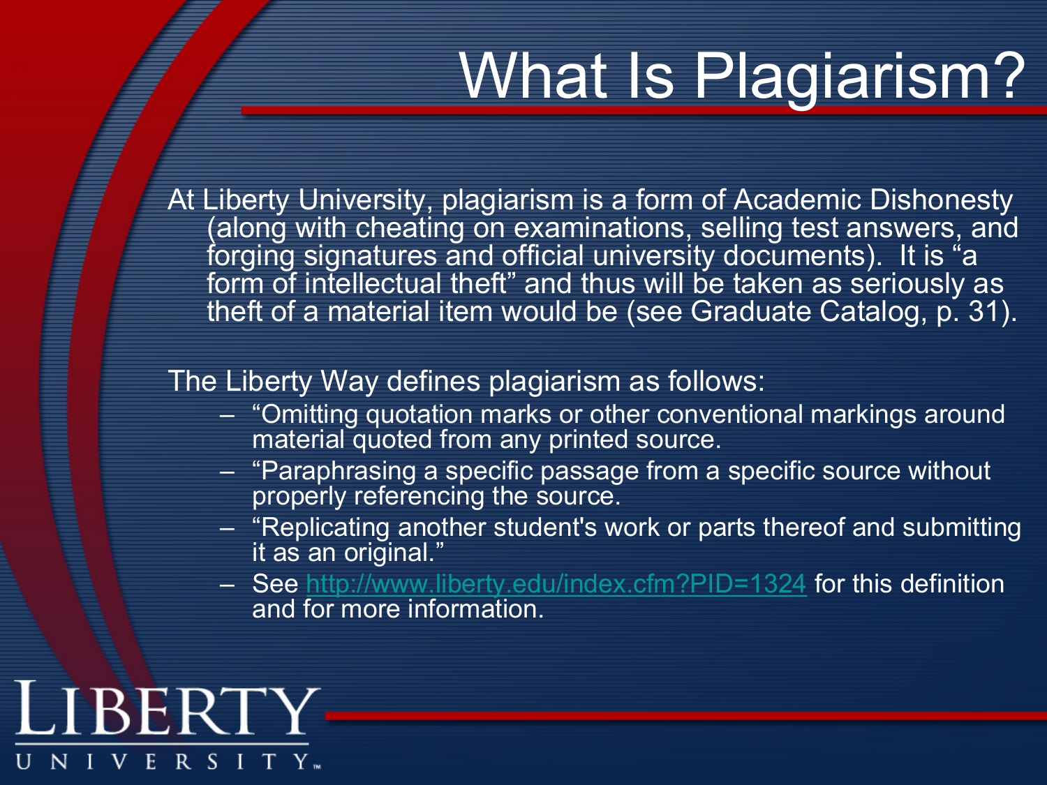# What Is Plagiarism?

At Liberty University, plagiarism is a form of Academic Dishonesty (along with cheating on examinations, selling test answers, and forging signatures and official university documents). It is "a form of intellectual theft" and thus will be taken as seriously as theft of a material item would be (see Graduate Catalog, p. 31).

The Liberty Way defines plagiarism as follows:

- "Omitting quotation marks or other conventional markings around material quoted from any printed source.
- "Paraphrasing a specific passage from a specific source without properly referencing the source.
- "Replicating another student's work or parts thereof and submitting it as an original."
- See http://www.liberty.edu/index.cfm?PID=1324 for this definition and for more information.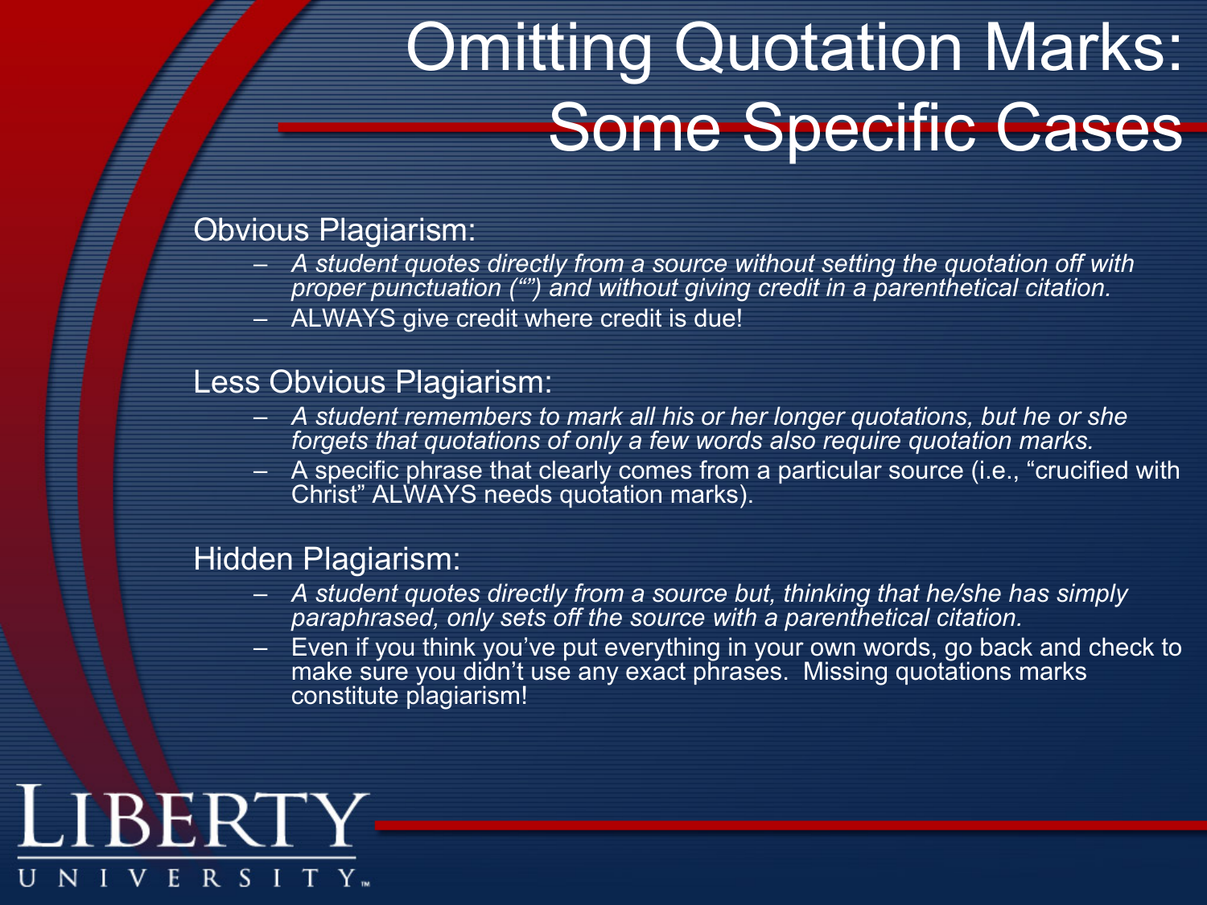# Omitting Quotation Marks: Some Specific Cases

Obvious Plagiarism:

- *A student quotes directly from a source without setting the quotation off with proper punctuation (“”) and without giving credit in a parenthetical citation.*
- ALWAYS give credit where credit is due!

Less Obvious Plagiarism:

- *A student remembers to mark all his or her longer quotations, but he or she forgets that quotations of only a few words also require quotation marks.*
- A specific phrase that clearly comes from a particular source (i.e., “crucified with Christ” ALWAYS needs quotation marks).

Hidden Plagiarism:

- *A student quotes directly from a source but, thinking that he/she has simply paraphrased, only sets off the source with a parenthetical citation.*
- Even if you think you’ve put everything in your own words, go back and check to make sure you didn’t use any exact phrases. Missing quotations marks constitute plagiarism!

LIBERTY UNIVERSITY™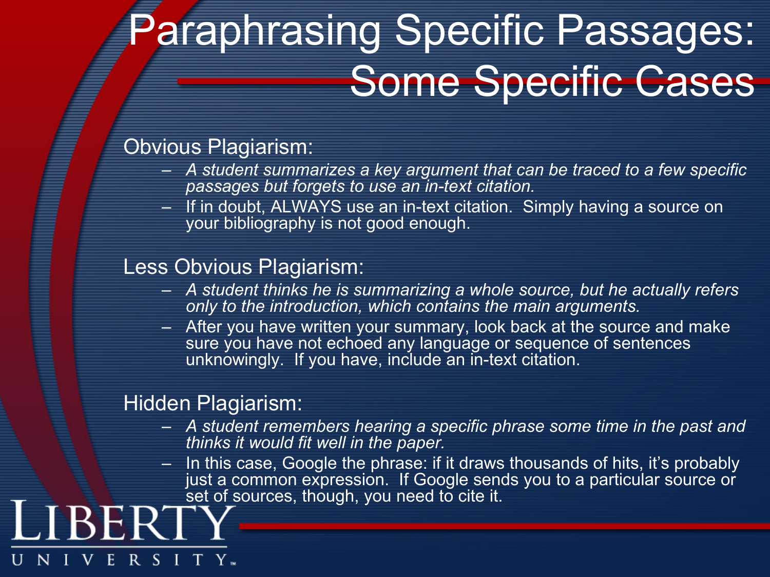# Paraphrasing Specific Passages: Some Specific Cases

Obvious Plagiarism:

- *A student summarizes a key argument that can be traced to a few specific passages but forgets to use an in-text citation.*
- If in doubt, ALWAYS use an in-text citation. Simply having a source on your bibliography is not good enough.

Less Obvious Plagiarism:

- *A student thinks he is summarizing a whole source, but he actually refers only to the introduction, which contains the main arguments.*
- After you have written your summary, look back at the source and make sure you have not echoed any language or sequence of sentences unknowingly. If you have, include an in-text citation.

Hidden Plagiarism:

- *A student remembers hearing a specific phrase some time in the past and thinks it would fit well in the paper.*
- In this case, Google the phrase: if it draws thousands of hits, it's probably just a common expression. If Google sends you to a particular source or set of sources, though, you need to cite it.

LIBERTY UNIVERSITY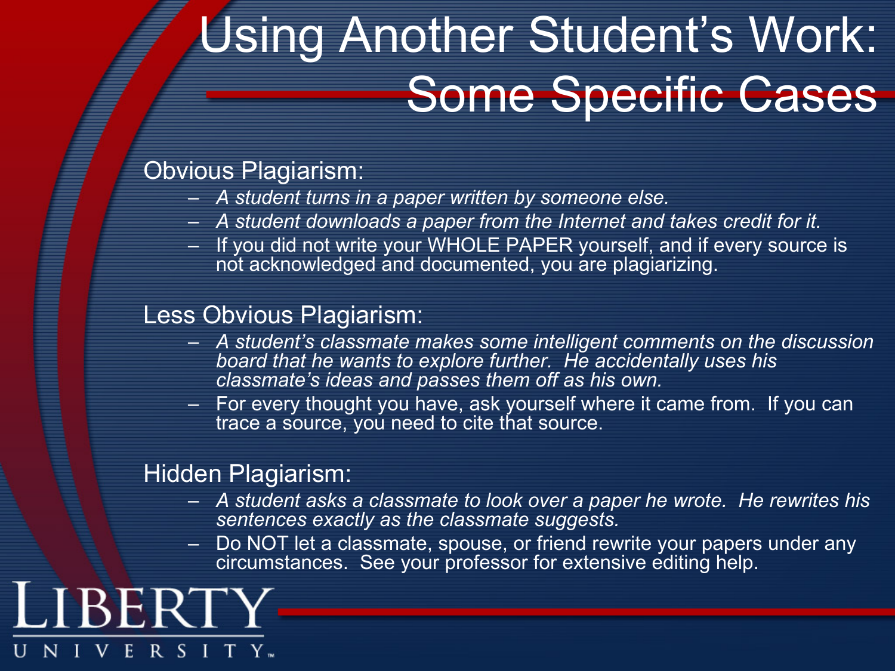# Using Another Student's Work: Some Specific Cases

Obvious Plagiarism:

- *A student turns in a paper written by someone else.*
- *A student downloads a paper from the Internet and takes credit for it.*
- If you did not write your WHOLE PAPER yourself, and if every source is not acknowledged and documented, you are plagiarizing.

Less Obvious Plagiarism:

- *A student's classmate makes some intelligent comments on the discussion board that he wants to explore further. He accidentally uses his classmate's ideas and passes them off as his own.*
- For every thought you have, ask yourself where it came from. If you can trace a source, you need to cite that source.

Hidden Plagiarism:

- *A student asks a classmate to look over a paper he wrote. He rewrites his sentences exactly as the classmate suggests.*
- Do NOT let a classmate, spouse, or friend rewrite your papers under any circumstances. See your professor for extensive editing help.

LIBERTY UNIVERSITY™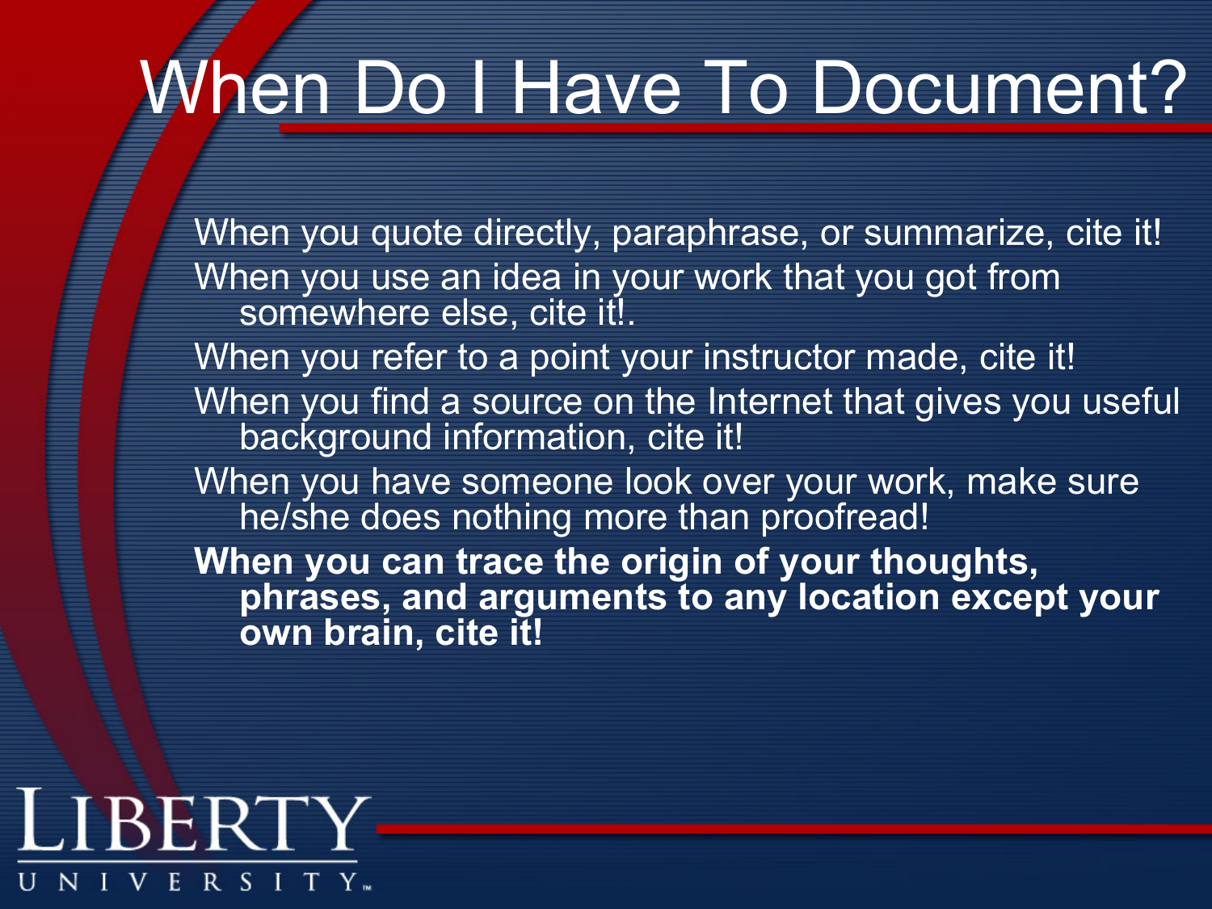# When Do I Have To Document?

When you quote directly, paraphrase, or summarize, cite it!

When you use an idea in your work that you got from somewhere else, cite it!.

When you refer to a point your instructor made, cite it!

When you find a source on the Internet that gives you useful background information, cite it!

When you have someone look over your work, make sure he/she does nothing more than proofread!

**When you can trace the origin of your thoughts, phrases, and arguments to any location except your own brain, cite it!**

LIBERTY UNIVERSITY™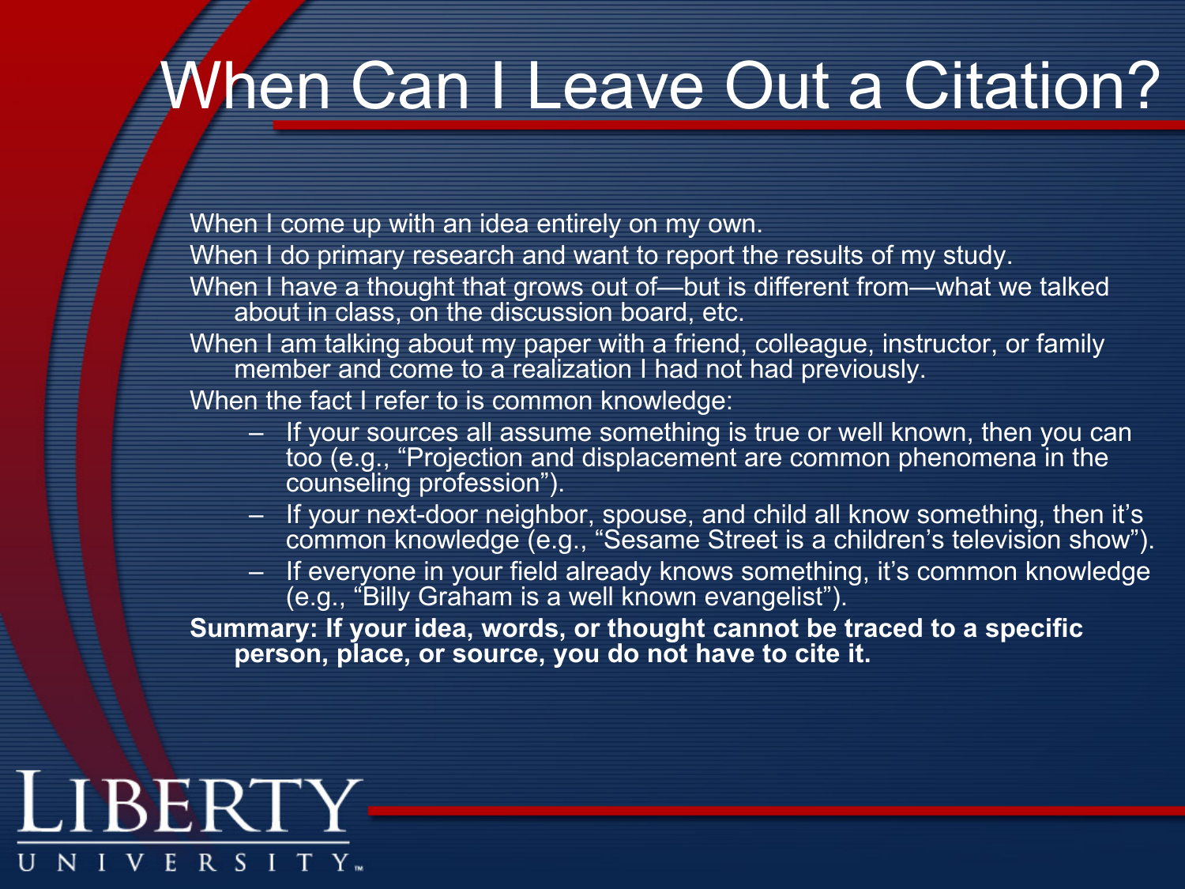# When Can I Leave Out a Citation?

When I come up with an idea entirely on my own.

When I do primary research and want to report the results of my study.

When I have a thought that grows out of—but is different from—what we talked about in class, on the discussion board, etc.

When I am talking about my paper with a friend, colleague, instructor, or family member and come to a realization I had not had previously.

When the fact I refer to is common knowledge:

- If your sources all assume something is true or well known, then you can too (e.g., "Projection and displacement are common phenomena in the counseling profession").
- If your next-door neighbor, spouse, and child all know something, then it's common knowledge (e.g., "Sesame Street is a children's television show").
- If everyone in your field already knows something, it's common knowledge (e.g., "Billy Graham is a well known evangelist").

**Summary: If your idea, words, or thought cannot be traced to a specific person, place, or source, you do not have to cite it.**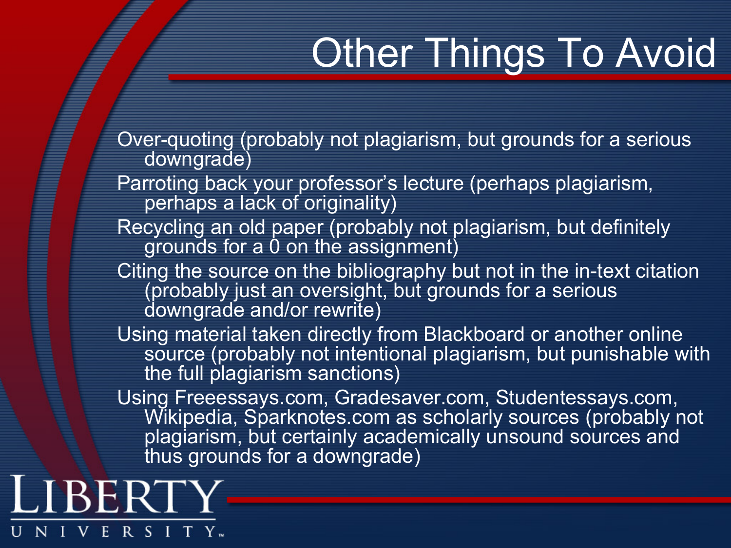# Other Things To Avoid

- Over-quoting (probably not plagiarism, but grounds for a serious downgrade)
- Parroting back your professor's lecture (perhaps plagiarism, perhaps a lack of originality)
- Recycling an old paper (probably not plagiarism, but definitely grounds for a 0 on the assignment)
- Citing the source on the bibliography but not in the in-text citation (probably just an oversight, but grounds for a serious downgrade and/or rewrite)
- Using material taken directly from Blackboard or another online source (probably not intentional plagiarism, but punishable with the full plagiarism sanctions)
- Using Freeessays.com, Gradesaver.com, Studentessays.com, Wikipedia, Sparknotes.com as scholarly sources (probably not plagiarism, but certainly academically unsound sources and thus grounds for a downgrade)

LIBERTY UNIVERSITY™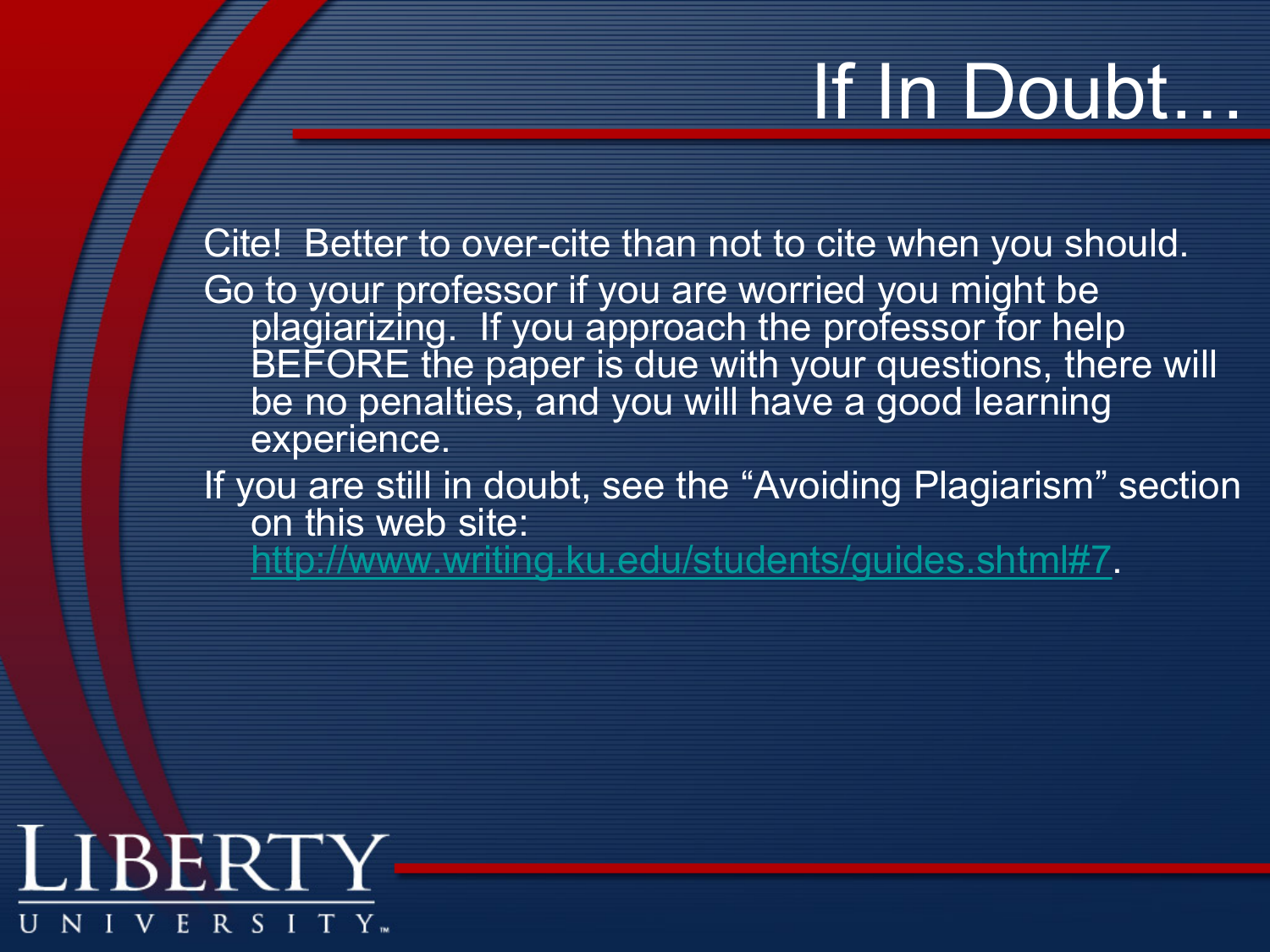# If In Doubt…

Cite! Better to over-cite than not to cite when you should.

Go to your professor if you are worried you might be plagiarizing. If you approach the professor for help BEFORE the paper is due with your questions, there will be no penalties, and you will have a good learning experience.

If you are still in doubt, see the "Avoiding Plagiarism" section on this web site: http://www.writing.ku.edu/students/guides.shtml#7.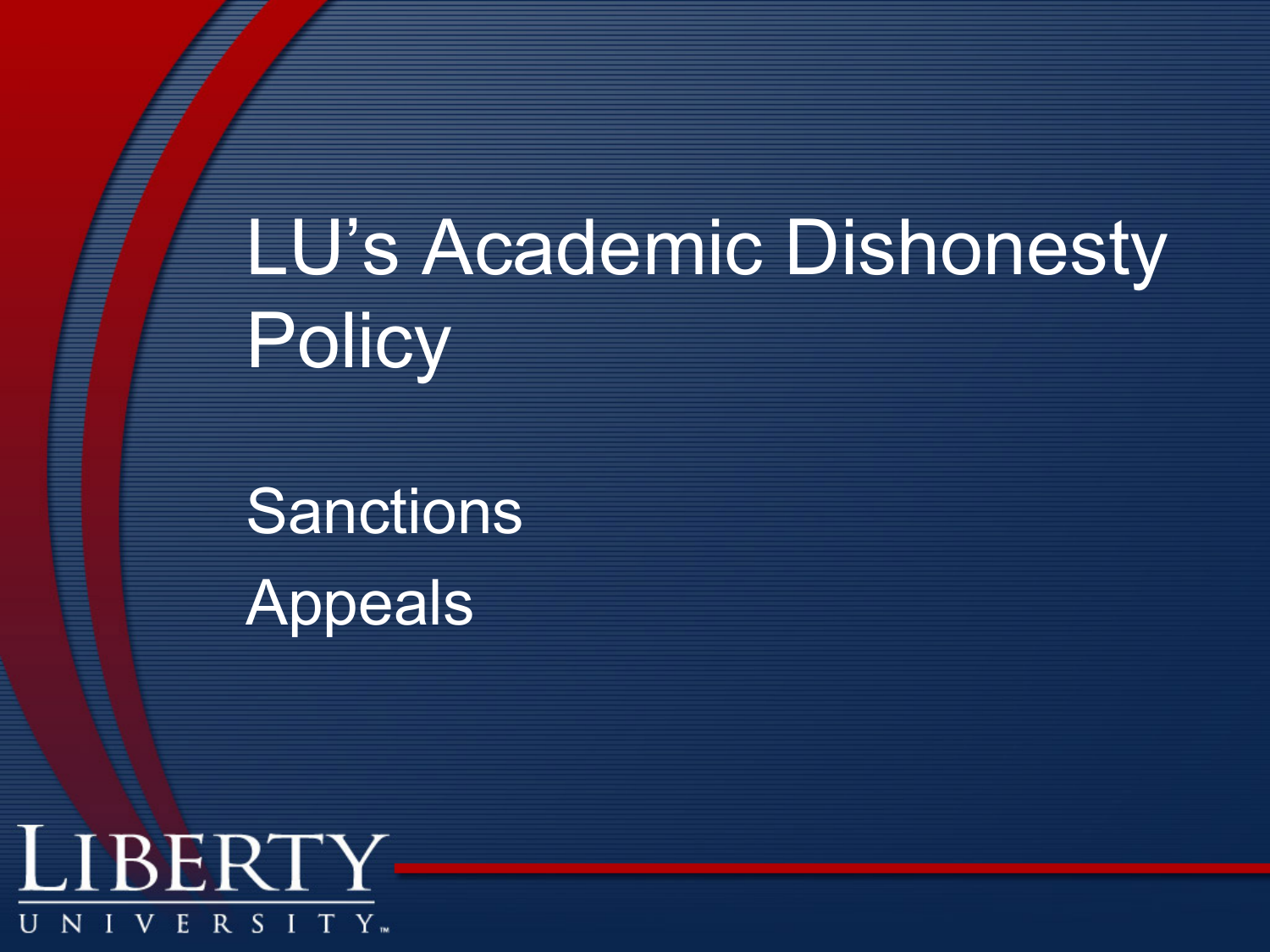# LU's Academic Dishonesty Policy

Sanctions

Appeals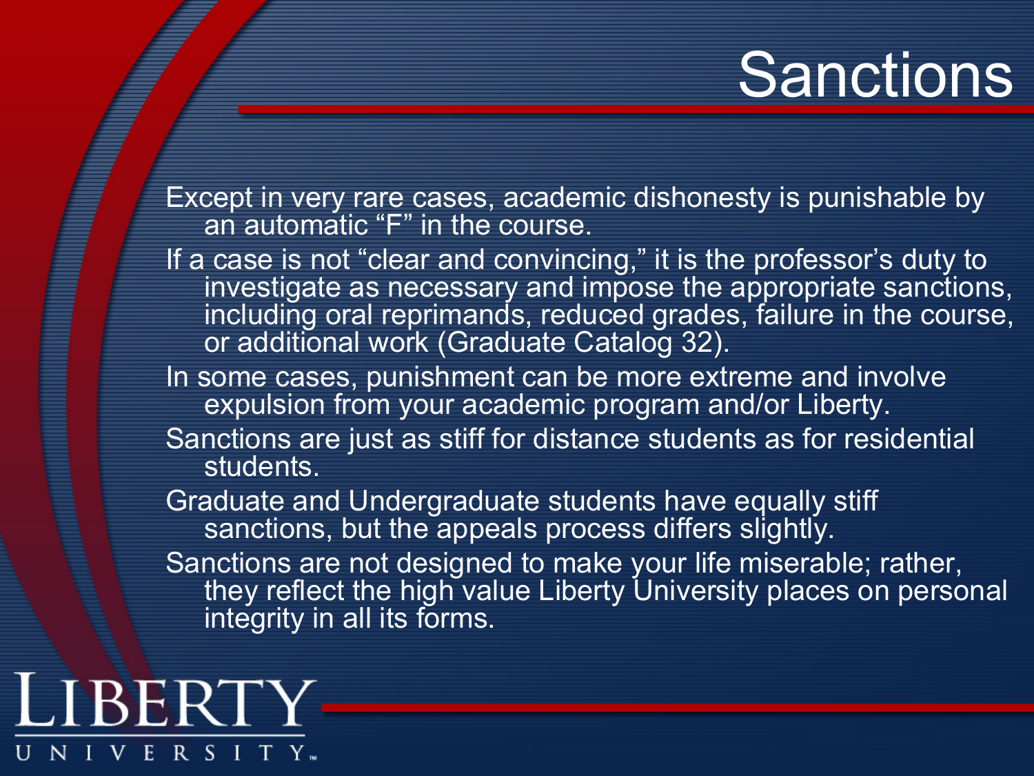# Sanctions

- Except in very rare cases, academic dishonesty is punishable by an automatic “F” in the course.
- If a case is not “clear and convincing,” it is the professor’s duty to investigate as necessary and impose the appropriate sanctions, including oral reprimands, reduced grades, failure in the course, or additional work (Graduate Catalog 32).
- In some cases, punishment can be more extreme and involve expulsion from your academic program and/or Liberty.
- Sanctions are just as stiff for distance students as for residential students.
- Graduate and Undergraduate students have equally stiff sanctions, but the appeals process differs slightly.
- Sanctions are not designed to make your life miserable; rather, they reflect the high value Liberty University places on personal integrity in all its forms.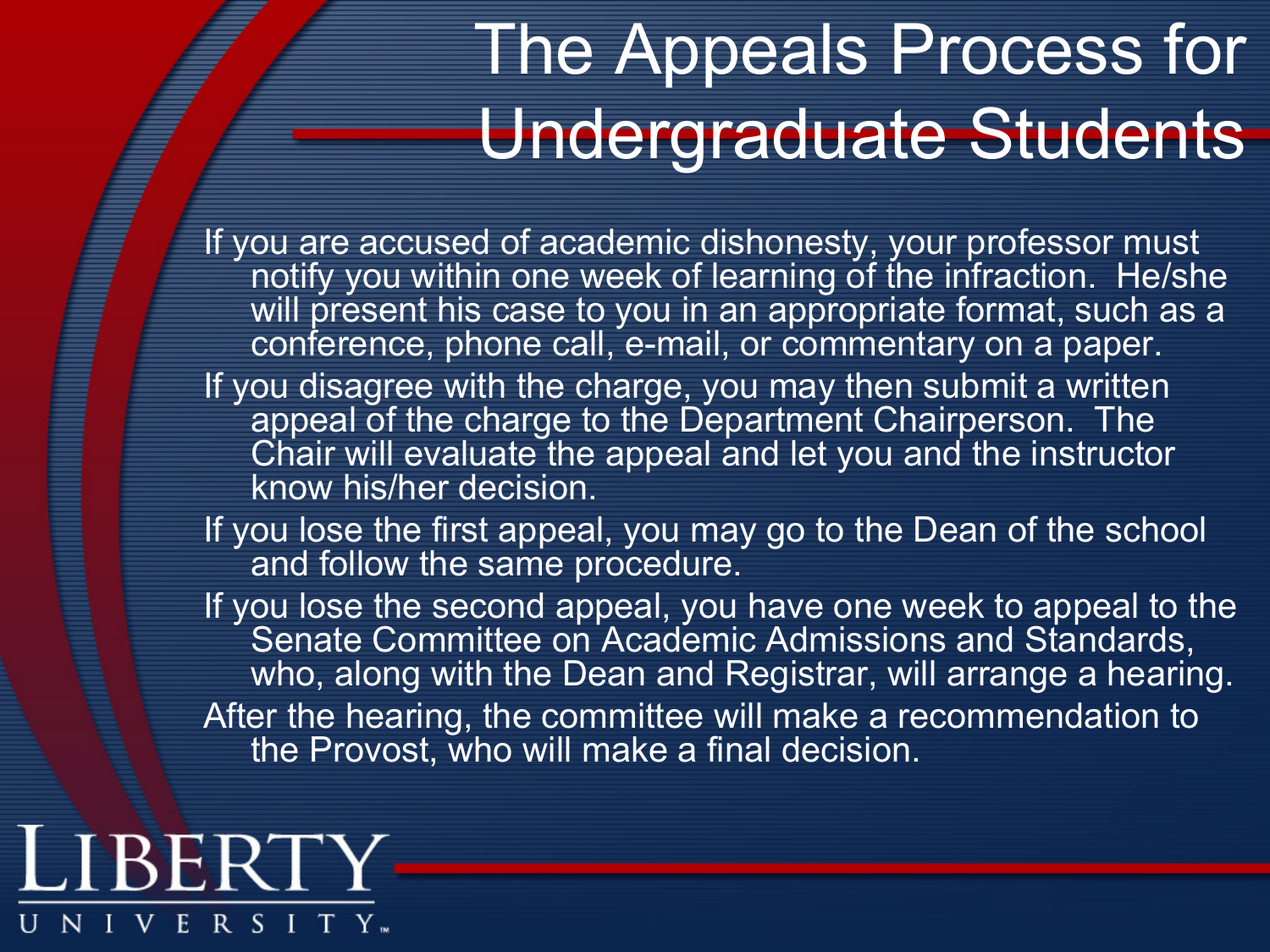# The Appeals Process for Undergraduate Students

If you are accused of academic dishonesty, your professor must notify you within one week of learning of the infraction. He/she will present his case to you in an appropriate format, such as a conference, phone call, e-mail, or commentary on a paper.

If you disagree with the charge, you may then submit a written appeal of the charge to the Department Chairperson. The Chair will evaluate the appeal and let you and the instructor know his/her decision.

If you lose the first appeal, you may go to the Dean of the school and follow the same procedure.

If you lose the second appeal, you have one week to appeal to the Senate Committee on Academic Admissions and Standards, who, along with the Dean and Registrar, will arrange a hearing.

After the hearing, the committee will make a recommendation to the Provost, who will make a final decision.

LIBERTY UNIVERSITY™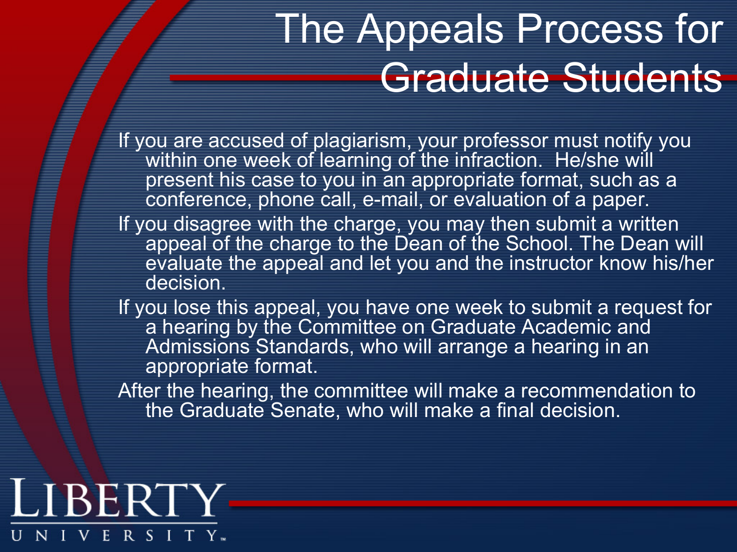# The Appeals Process for Graduate Students

If you are accused of plagiarism, your professor must notify you within one week of learning of the infraction. He/she will present his case to you in an appropriate format, such as a conference, phone call, e-mail, or evaluation of a paper.

If you disagree with the charge, you may then submit a written appeal of the charge to the Dean of the School. The Dean will evaluate the appeal and let you and the instructor know his/her decision.

If you lose this appeal, you have one week to submit a request for a hearing by the Committee on Graduate Academic and Admissions Standards, who will arrange a hearing in an appropriate format.

After the hearing, the committee will make a recommendation to the Graduate Senate, who will make a final decision.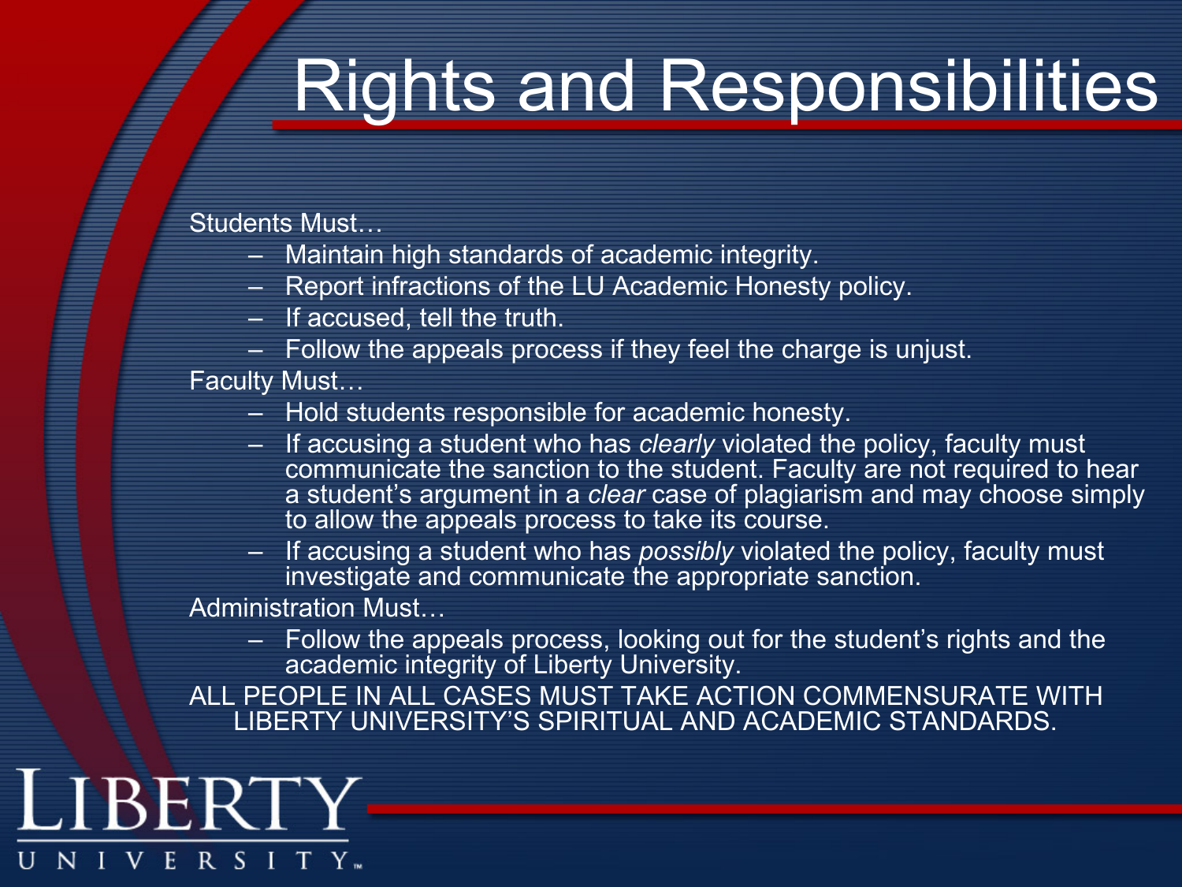# Rights and Responsibilities

Students Must…

- Maintain high standards of academic integrity.
- Report infractions of the LU Academic Honesty policy.
- If accused, tell the truth.
- Follow the appeals process if they feel the charge is unjust.

Faculty Must…

- Hold students responsible for academic honesty.
- If accusing a student who has *clearly* violated the policy, faculty must communicate the sanction to the student. Faculty are not required to hear a student's argument in a *clear* case of plagiarism and may choose simply to allow the appeals process to take its course.
- If accusing a student who has *possibly* violated the policy, faculty must investigate and communicate the appropriate sanction.

Administration Must…

- Follow the appeals process, looking out for the student's rights and the academic integrity of Liberty University.

ALL PEOPLE IN ALL CASES MUST TAKE ACTION COMMENSURATE WITH LIBERTY UNIVERSITY'S SPIRITUAL AND ACADEMIC STANDARDS.

LIBERTY UNIVERSITY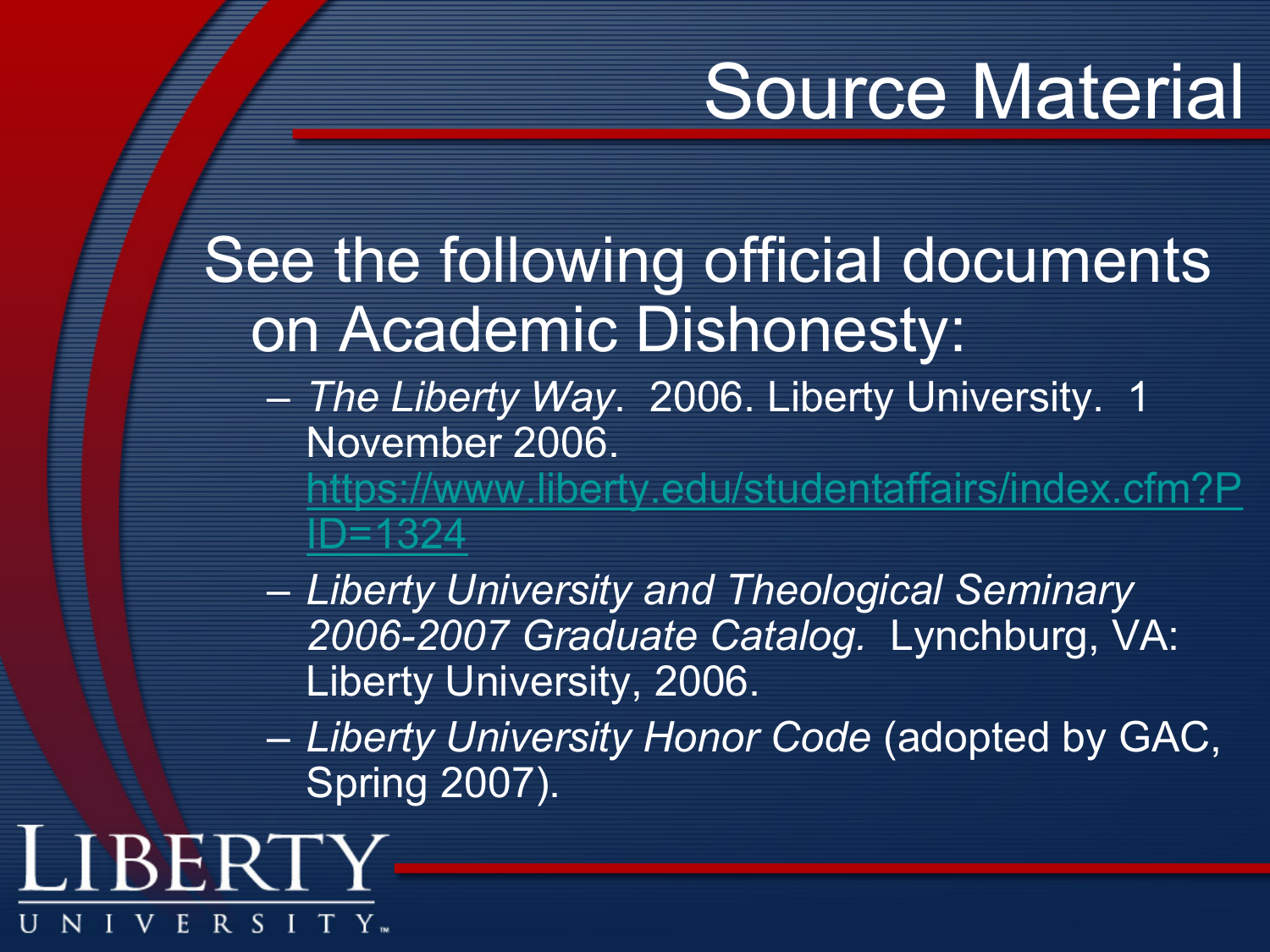# Source Material

See the following official documents on Academic Dishonesty:

- *The Liberty Way*. 2006. Liberty University. 1 November 2006. https://www.liberty.edu/studentaffairs/index.cfm?PID=1324
- *Liberty University and Theological Seminary 2006-2007 Graduate Catalog.* Lynchburg, VA: Liberty University, 2006.
- *Liberty University Honor Code* (adopted by GAC, Spring 2007).